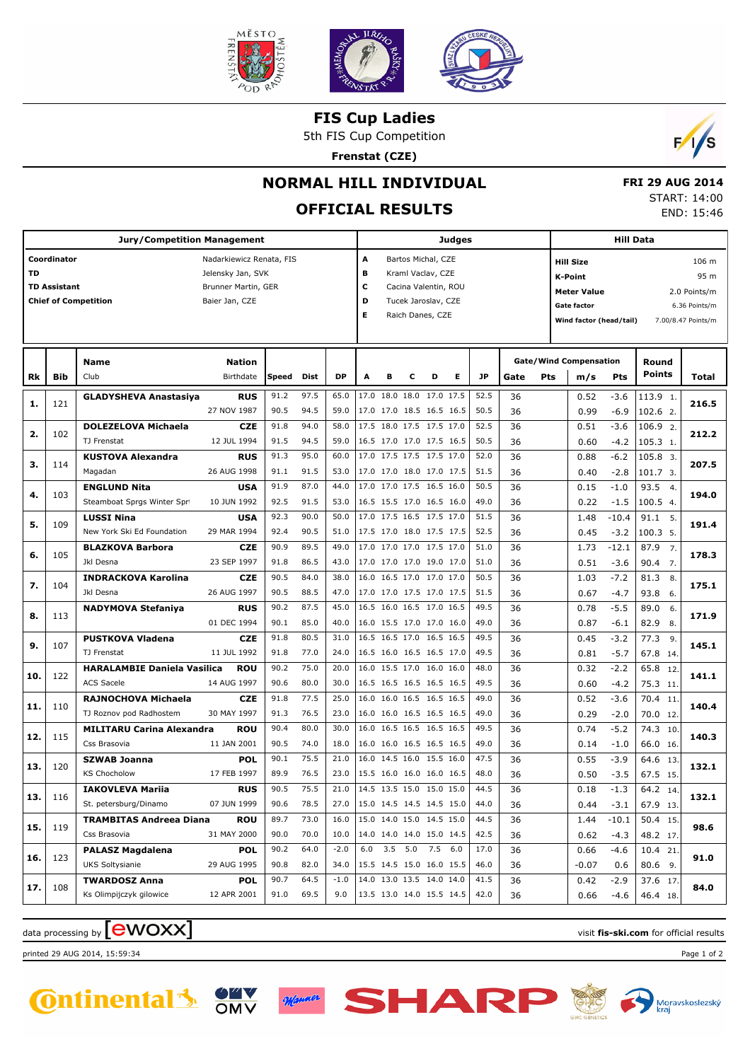# FIS Cup Ladies

5th FIS Cup Competition

**Frenstat (CZE)**

## NORMAL HILL INDIVIDUAL

## OFFICIAL RESULTS

**FRI 29 AUG 2014**
START: 14:00
END: 15:46

| Jury/Competition Management | | Judges | | Hill Data | |
|---|---|---|---|---|---|
| Coordinator | Nadarkiewicz Renata, FIS | A | Bartos Michal, CZE | Hill Size | 106 m |
| TD | Jelensky Jan, SVK | B | Kraml Vaclav, CZE | K-Point | 95 m |
| TD Assistant | Brunner Martin, GER | C | Cacina Valentin, ROU | Meter Value | 2.0 Points/m |
| Chief of Competition | Baier Jan, CZE | D | Tucek Jaroslav, CZE | Gate factor | 6.36 Points/m |
| | | E | Raich Danes, CZE | Wind factor (head/tail) | 7.00/8.47 Points/m |

| Rk | Bib | Name / Club | Nation / Birthdate | Speed | Dist | DP | A | B | C | D | E | JP | Gate | Pts | m/s | Pts | Round Points | Total |
|---|---|---|---|---|---|---|---|---|---|---|---|---|---|---|---|---|---|---|
| 1. | 121 | **GLADYSHEVA Anastasiya** | **RUS** | 91.2 | 97.5 | 65.0 | 17.0 | 18.0 | 18.0 | 17.0 | 17.5 | 52.5 | 36 | | 0.52 | -3.6 | 113.9 1. | **216.5** |
| | | | 27 NOV 1987 | 90.5 | 94.5 | 59.0 | 17.0 | 17.0 | 18.5 | 16.5 | 16.5 | 50.5 | 36 | | 0.99 | -6.9 | 102.6 2. | |
| 2. | 102 | **DOLEZELOVA Michaela** | **CZE** | 91.8 | 94.0 | 58.0 | 17.5 | 18.0 | 17.5 | 17.5 | 17.0 | 52.5 | 36 | | 0.51 | -3.6 | 106.9 2. | **212.2** |
| | | TJ Frenstat | 12 JUL 1994 | 91.5 | 94.5 | 59.0 | 16.5 | 17.0 | 17.0 | 17.5 | 16.5 | 50.5 | 36 | | 0.60 | -4.2 | 105.3 1. | |
| 3. | 114 | **KUSTOVA Alexandra** | **RUS** | 91.3 | 95.0 | 60.0 | 17.0 | 17.5 | 17.5 | 17.5 | 17.0 | 52.0 | 36 | | 0.88 | -6.2 | 105.8 3. | **207.5** |
| | | Magadan | 26 AUG 1998 | 91.1 | 91.5 | 53.0 | 17.0 | 17.0 | 18.0 | 17.0 | 17.5 | 51.5 | 36 | | 0.40 | -2.8 | 101.7 3. | |
| 4. | 103 | **ENGLUND Nita** | **USA** | 91.9 | 87.0 | 44.0 | 17.0 | 17.0 | 17.5 | 16.5 | 16.0 | 50.5 | 36 | | 0.15 | -1.0 | 93.5 4. | **194.0** |
| | | Steamboat Sprgs Winter Spr | 10 JUN 1992 | 92.5 | 91.5 | 53.0 | 16.5 | 15.5 | 17.0 | 16.5 | 16.0 | 49.0 | 36 | | 0.22 | -1.5 | 100.5 4. | |
| 5. | 109 | **LUSSI Nina** | **USA** | 92.3 | 90.0 | 50.0 | 17.0 | 17.5 | 16.5 | 17.5 | 17.0 | 51.5 | 36 | | 1.48 | -10.4 | 91.1 5. | **191.4** |
| | | New York Ski Ed Foundation | 29 MAR 1994 | 92.4 | 90.5 | 51.0 | 17.5 | 17.0 | 18.0 | 17.5 | 17.5 | 52.5 | 36 | | 0.45 | -3.2 | 100.3 5. | |
| 6. | 105 | **BLAZKOVA Barbora** | **CZE** | 90.9 | 89.5 | 49.0 | 17.0 | 17.0 | 17.0 | 17.5 | 17.0 | 51.0 | 36 | | 1.73 | -12.1 | 87.9 7. | **178.3** |
| | | Jkl Desna | 23 SEP 1997 | 91.8 | 86.5 | 43.0 | 17.0 | 17.0 | 17.0 | 19.0 | 17.0 | 51.0 | 36 | | 0.51 | -3.6 | 90.4 7. | |
| 7. | 104 | **INDRACKOVA Karolina** | **CZE** | 90.5 | 84.0 | 38.0 | 16.0 | 16.5 | 17.0 | 17.0 | 17.0 | 50.5 | 36 | | 1.03 | -7.2 | 81.3 8. | **175.1** |
| | | Jkl Desna | 26 AUG 1997 | 90.5 | 88.5 | 47.0 | 17.0 | 17.0 | 17.5 | 17.0 | 17.5 | 51.5 | 36 | | 0.67 | -4.7 | 93.8 6. | |
| 8. | 113 | **NADYMOVA Stefaniya** | **RUS** | 90.2 | 87.5 | 45.0 | 16.5 | 16.0 | 16.5 | 17.0 | 16.5 | 49.5 | 36 | | 0.78 | -5.5 | 89.0 6. | **171.9** |
| | | | 01 DEC 1994 | 90.1 | 85.0 | 40.0 | 16.0 | 15.5 | 17.0 | 17.0 | 16.0 | 49.0 | 36 | | 0.87 | -6.1 | 82.9 8. | |
| 9. | 107 | **PUSTKOVA Vladena** | **CZE** | 91.8 | 80.5 | 31.0 | 16.5 | 16.5 | 17.0 | 16.5 | 16.5 | 49.5 | 36 | | 0.45 | -3.2 | 77.3 9. | **145.1** |
| | | TJ Frenstat | 11 JUL 1992 | 91.8 | 77.0 | 24.0 | 16.5 | 16.0 | 16.5 | 16.5 | 17.0 | 49.5 | 36 | | 0.81 | -5.7 | 67.8 14. | |
| 10. | 122 | **HARALAMBIE Daniela Vasilica** | **ROU** | 90.2 | 75.0 | 20.0 | 16.0 | 15.5 | 17.0 | 16.0 | 16.0 | 48.0 | 36 | | 0.32 | -2.2 | 65.8 12. | **141.1** |
| | | ACS Sacele | 14 AUG 1997 | 90.6 | 80.0 | 30.0 | 16.5 | 16.5 | 16.5 | 16.5 | 16.5 | 49.5 | 36 | | 0.60 | -4.2 | 75.3 11. | |
| 11. | 110 | **RAJNOCHOVA Michaela** | **CZE** | 91.8 | 77.5 | 25.0 | 16.0 | 16.0 | 16.5 | 16.5 | 16.5 | 49.0 | 36 | | 0.52 | -3.6 | 70.4 11. | **140.4** |
| | | TJ Roznov pod Radhostem | 30 MAY 1997 | 91.3 | 76.5 | 23.0 | 16.0 | 16.0 | 16.5 | 16.5 | 16.5 | 49.0 | 36 | | 0.29 | -2.0 | 70.0 12. | |
| 12. | 115 | **MILITARU Carina Alexandra** | **ROU** | 90.4 | 80.0 | 30.0 | 16.0 | 16.5 | 16.5 | 16.5 | 16.5 | 49.5 | 36 | | 0.74 | -5.2 | 74.3 10. | **140.3** |
| | | Css Brasovia | 11 JAN 2001 | 90.5 | 74.0 | 18.0 | 16.0 | 16.0 | 16.5 | 16.5 | 16.5 | 49.0 | 36 | | 0.14 | -1.0 | 66.0 16. | |
| 13. | 120 | **SZWAB Joanna** | **POL** | 90.1 | 75.5 | 21.0 | 16.0 | 14.5 | 16.0 | 15.5 | 16.0 | 47.5 | 36 | | 0.55 | -3.9 | 64.6 13. | **132.1** |
| | | KS Chocholow | 17 FEB 1997 | 89.9 | 76.5 | 23.0 | 15.5 | 16.0 | 16.0 | 16.0 | 16.5 | 48.0 | 36 | | 0.50 | -3.5 | 67.5 15. | |
| 13. | 116 | **IAKOVLEVA Mariia** | **RUS** | 90.5 | 75.5 | 21.0 | 14.5 | 13.5 | 15.0 | 15.0 | 15.0 | 44.5 | 36 | | 0.18 | -1.3 | 64.2 14. | **132.1** |
| | | St. petersburg/Dinamo | 07 JUN 1999 | 90.6 | 78.5 | 27.0 | 15.0 | 14.5 | 14.5 | 14.5 | 15.0 | 44.0 | 36 | | 0.44 | -3.1 | 67.9 13. | |
| 15. | 119 | **TRAMBITAS Andreea Diana** | **ROU** | 89.7 | 73.0 | 16.0 | 15.0 | 14.0 | 15.0 | 14.5 | 15.0 | 44.5 | 36 | | 1.44 | -10.1 | 50.4 15. | **98.6** |
| | | Css Brasovia | 31 MAY 2000 | 90.0 | 70.0 | 10.0 | 14.0 | 14.0 | 14.0 | 15.0 | 14.5 | 42.5 | 36 | | 0.62 | -4.3 | 48.2 17. | |
| 16. | 123 | **PALASZ Magdalena** | **POL** | 90.2 | 64.0 | -2.0 | 6.0 | 3.5 | 5.0 | 7.5 | 6.0 | 17.0 | 36 | | 0.66 | -4.6 | 10.4 21. | **91.0** |
| | | UKS Soltysianie | 29 AUG 1995 | 90.8 | 82.0 | 34.0 | 15.5 | 14.5 | 15.0 | 16.0 | 15.5 | 46.0 | 36 | | -0.07 | 0.6 | 80.6 9. | |
| 17. | 108 | **TWARDOSZ Anna** | **POL** | 90.7 | 64.5 | -1.0 | 14.0 | 13.0 | 13.5 | 14.0 | 14.0 | 41.5 | 36 | | 0.42 | -2.9 | 37.6 17. | **84.0** |
| | | Ks Olimpijczyk gilowice | 12 APR 2001 | 91.0 | 69.5 | 9.0 | 13.5 | 13.0 | 14.0 | 15.5 | 14.5 | 42.0 | 36 | | 0.66 | -4.6 | 46.4 18. | |

data processing by ewoxx — visit **fis-ski.com** for official results

printed 29 AUG 2014, 15:59:34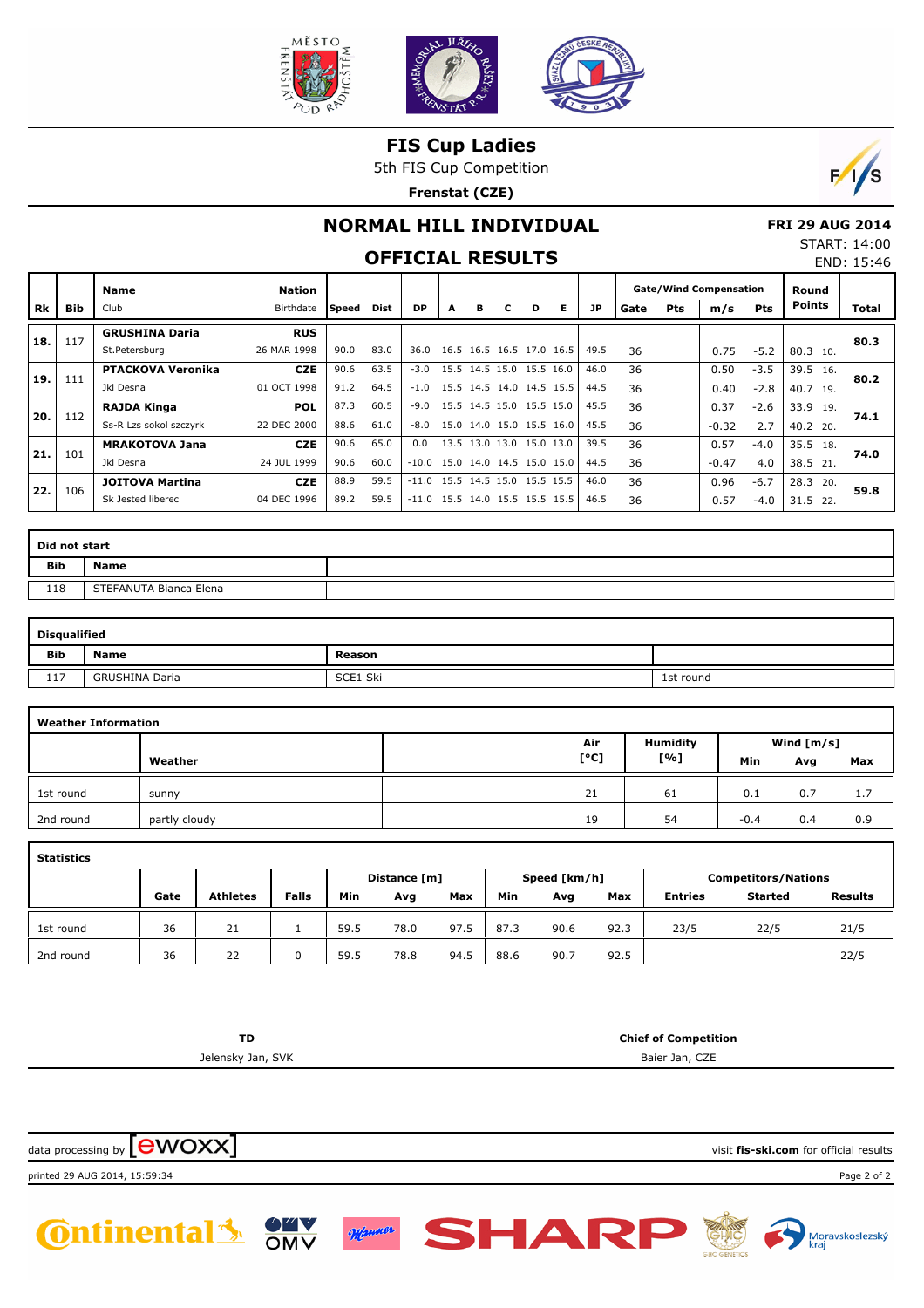# FIS Cup Ladies

5th FIS Cup Competition

**Frenstat (CZE)**

## NORMAL HILL INDIVIDUAL

**FRI 29 AUG 2014**

START: 14:00

END: 15:46

## OFFICIAL RESULTS

| Rk | Bib | Name / Club | Nation / Birthdate | Speed | Dist | DP | A | B | C | D | E | JP | Gate | Pts | m/s | Pts | Round Points | Total |
|---|---|---|---|---|---|---|---|---|---|---|---|---|---|---|---|---|---|---|
| 18. | 117 | **GRUSHINA Daria** | **RUS** | | | | | | | | | | | | | | | 80.3 |
| | | St.Petersburg | 26 MAR 1998 | 90.0 | 83.0 | 36.0 | 16.5 | 16.5 | 16.5 | 17.0 | 16.5 | 49.5 | 36 | | 0.75 | -5.2 | 80.3 10. | |
| 19. | 111 | **PTACKOVA Veronika** | **CZE** | 90.6 | 63.5 | -3.0 | 15.5 | 14.5 | 15.0 | 15.5 | 16.0 | 46.0 | 36 | | 0.50 | -3.5 | 39.5 16. | 80.2 |
| | | Jkl Desna | 01 OCT 1998 | 91.2 | 64.5 | -1.0 | 15.5 | 14.5 | 14.0 | 14.5 | 15.5 | 44.5 | 36 | | 0.40 | -2.8 | 40.7 19. | |
| 20. | 112 | **RAJDA Kinga** | **POL** | 87.3 | 60.5 | -9.0 | 15.5 | 14.5 | 15.0 | 15.5 | 15.0 | 45.5 | 36 | | 0.37 | -2.6 | 33.9 19. | 74.1 |
| | | Ss-R Lzs sokol szczyrk | 22 DEC 2000 | 88.6 | 61.0 | -8.0 | 15.0 | 14.0 | 15.0 | 15.5 | 16.0 | 45.5 | 36 | | -0.32 | 2.7 | 40.2 20. | |
| 21. | 101 | **MRAKOTOVA Jana** | **CZE** | 90.6 | 65.0 | 0.0 | 13.5 | 13.0 | 13.0 | 15.0 | 13.0 | 39.5 | 36 | | 0.57 | -4.0 | 35.5 18. | 74.0 |
| | | Jkl Desna | 24 JUL 1999 | 90.6 | 60.0 | -10.0 | 15.0 | 14.0 | 14.5 | 15.0 | 15.0 | 44.5 | 36 | | -0.47 | 4.0 | 38.5 21. | |
| 22. | 106 | **JOITOVA Martina** | **CZE** | 88.9 | 59.5 | -11.0 | 15.5 | 14.5 | 15.0 | 15.5 | 15.5 | 46.0 | 36 | | 0.96 | -6.7 | 28.3 20. | 59.8 |
| | | Sk Jested liberec | 04 DEC 1996 | 89.2 | 59.5 | -11.0 | 15.5 | 14.0 | 15.5 | 15.5 | 15.5 | 46.5 | 36 | | 0.57 | -4.0 | 31.5 22. | |

**Did not start**

| Bib | Name |
|---|---|
| 118 | STEFANUTA Bianca Elena |

**Disqualified**

| Bib | Name | Reason | |
|---|---|---|---|
| 117 | GRUSHINA Daria | SCE1 Ski | 1st round |

**Weather Information**

| | Weather | Air [°C] | Humidity [%] | Wind [m/s] Min | Avg | Max |
|---|---|---|---|---|---|---|
| 1st round | sunny | 21 | 61 | 0.1 | 0.7 | 1.7 |
| 2nd round | partly cloudy | 19 | 54 | -0.4 | 0.4 | 0.9 |

**Statistics**

| | Gate | Athletes | Falls | Distance [m] Min | Avg | Max | Speed [km/h] Min | Avg | Max | Competitors/Nations Entries | Started | Results |
|---|---|---|---|---|---|---|---|---|---|---|---|---|
| 1st round | 36 | 21 | 1 | 59.5 | 78.0 | 97.5 | 87.3 | 90.6 | 92.3 | 23/5 | 22/5 | 21/5 |
| 2nd round | 36 | 22 | 0 | 59.5 | 78.8 | 94.5 | 88.6 | 90.7 | 92.5 | | | 22/5 |

**TD**

Jelensky Jan, SVK

**Chief of Competition**

Baier Jan, CZE

data processing by ewoxx

visit **fis-ski.com** for official results

printed 29 AUG 2014, 15:59:34